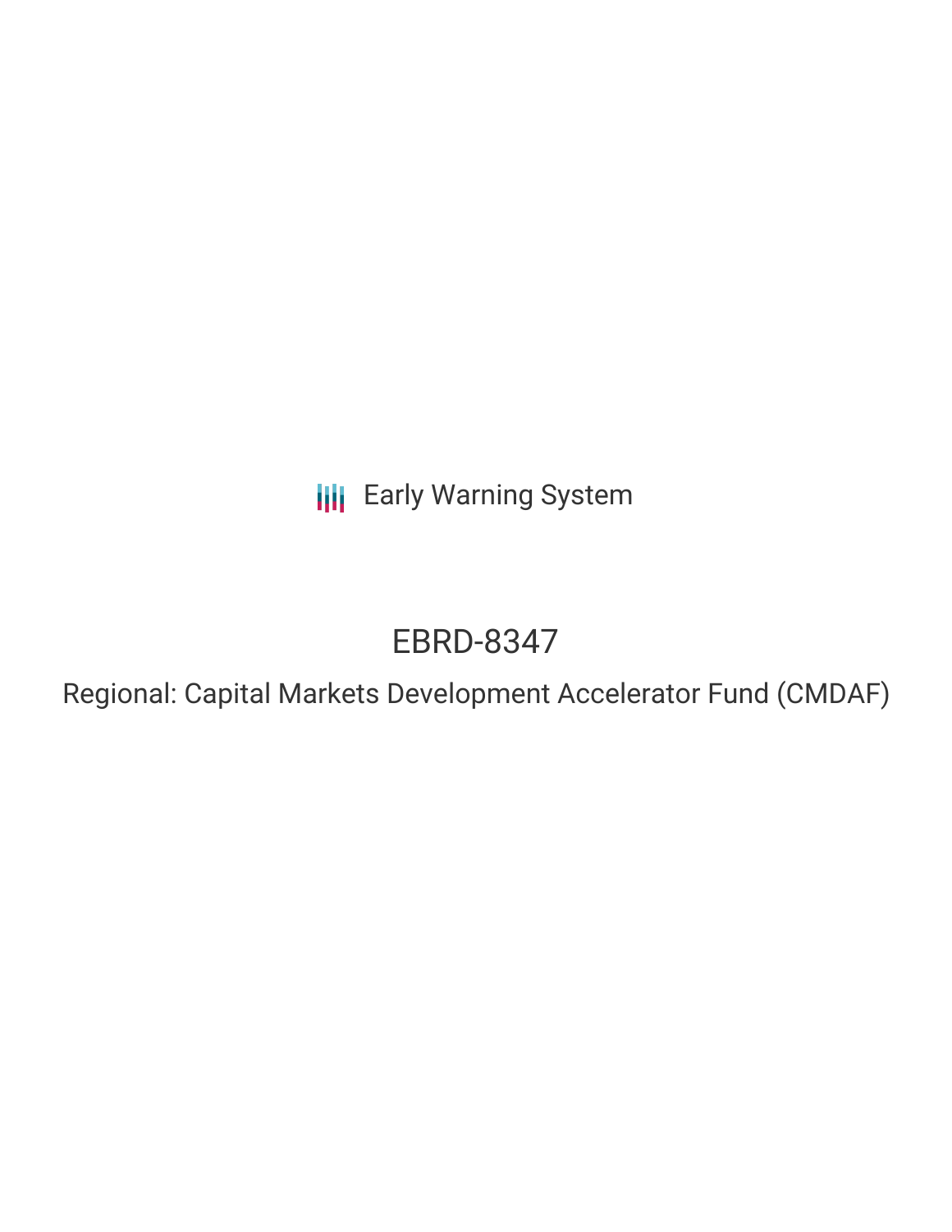Early Warning System

# EBRD-8347

## Regional: Capital Markets Development Accelerator Fund (CMDAF)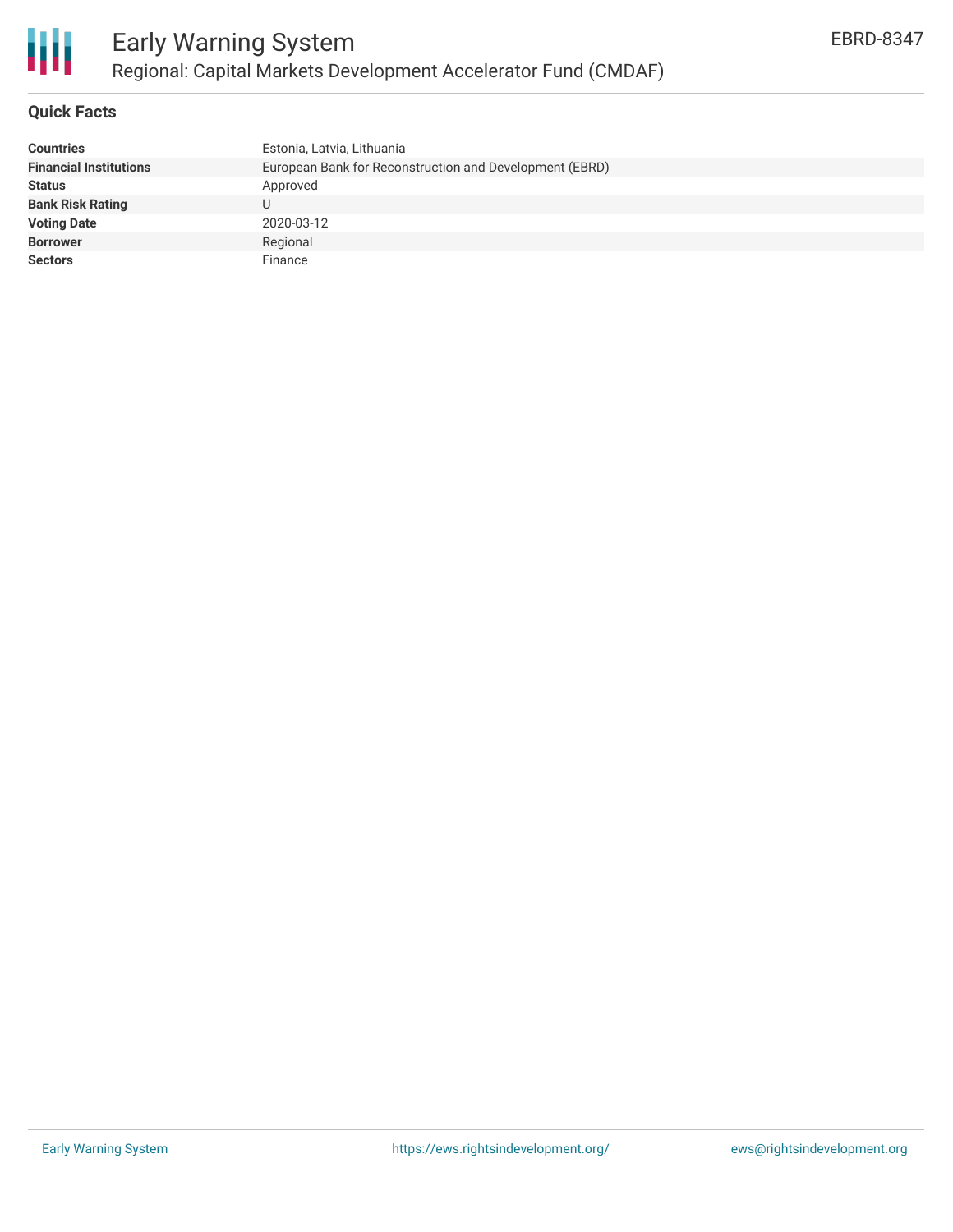# Early Warning System

## Regional: Capital Markets Development Accelerator Fund (CMDAF)

EBRD-8347

### Quick Facts

| | |
|---|---|
| **Countries** | Estonia, Latvia, Lithuania |
| **Financial Institutions** | European Bank for Reconstruction and Development (EBRD) |
| **Status** | Approved |
| **Bank Risk Rating** | U |
| **Voting Date** | 2020-03-12 |
| **Borrower** | Regional |
| **Sectors** | Finance |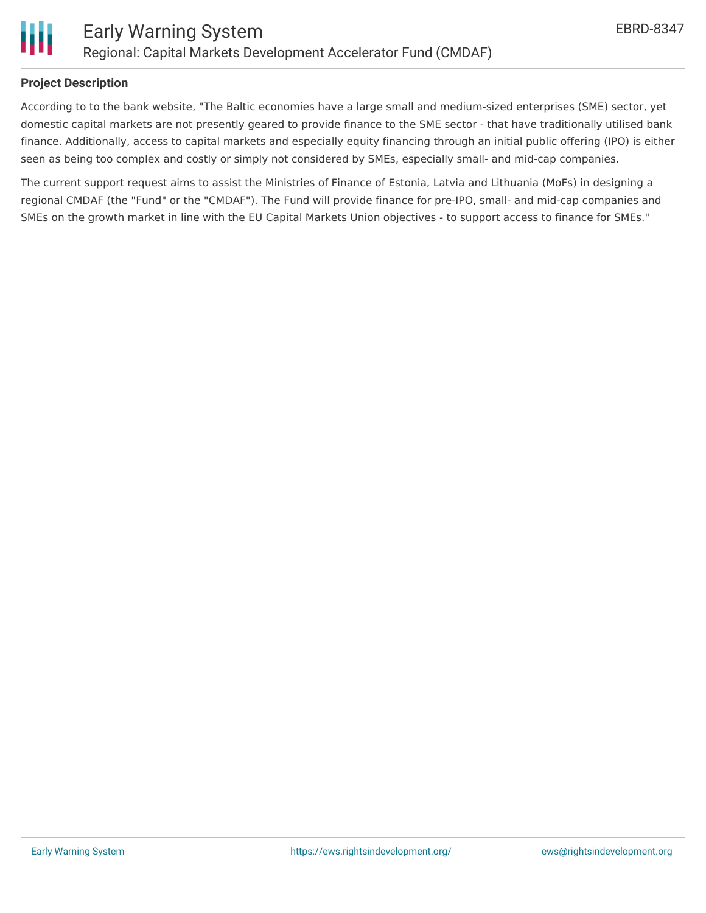### Project Description

According to to the bank website, "The Baltic economies have a large small and medium-sized enterprises (SME) sector, yet domestic capital markets are not presently geared to provide finance to the SME sector - that have traditionally utilised bank finance. Additionally, access to capital markets and especially equity financing through an initial public offering (IPO) is either seen as being too complex and costly or simply not considered by SMEs, especially small- and mid-cap companies.

The current support request aims to assist the Ministries of Finance of Estonia, Latvia and Lithuania (MoFs) in designing a regional CMDAF (the "Fund" or the "CMDAF"). The Fund will provide finance for pre-IPO, small- and mid-cap companies and SMEs on the growth market in line with the EU Capital Markets Union objectives - to support access to finance for SMEs."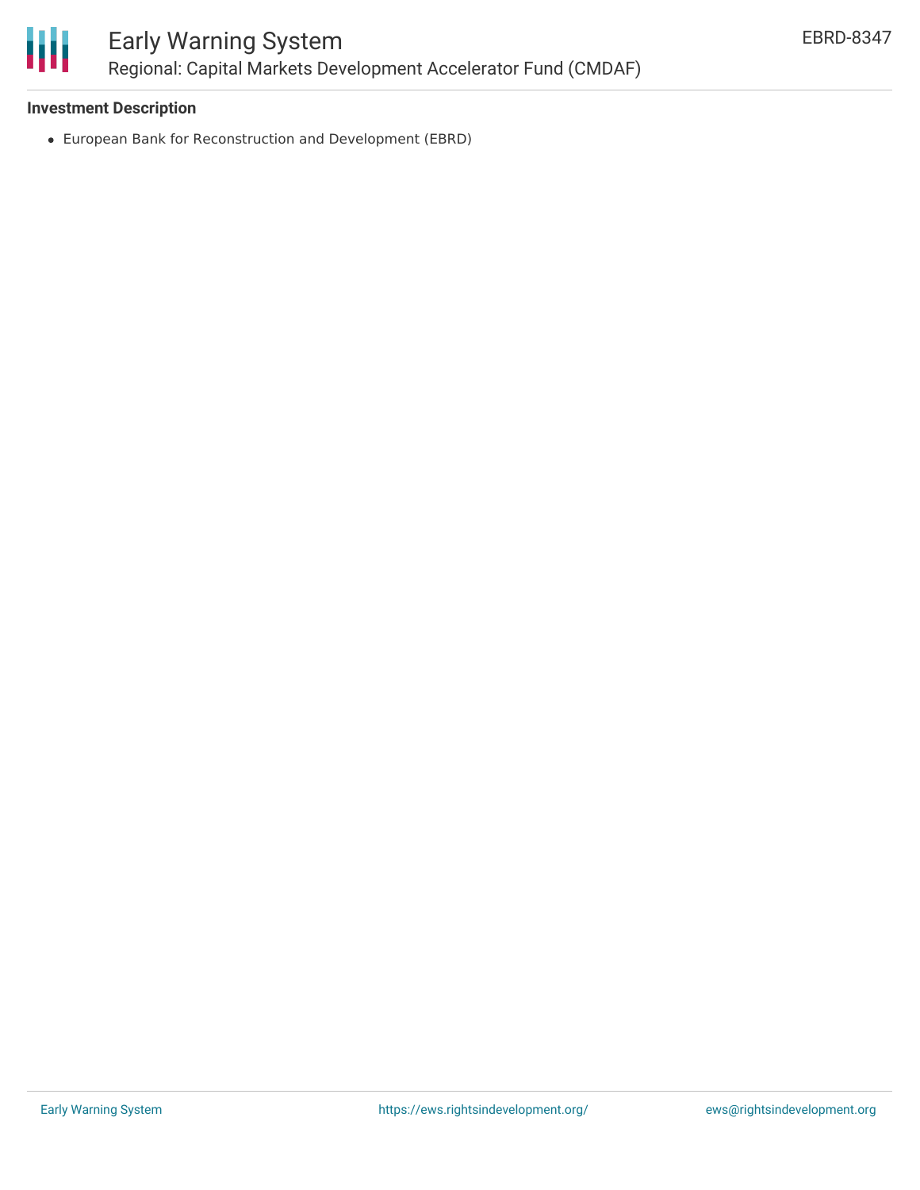**Investment Description**

- European Bank for Reconstruction and Development (EBRD)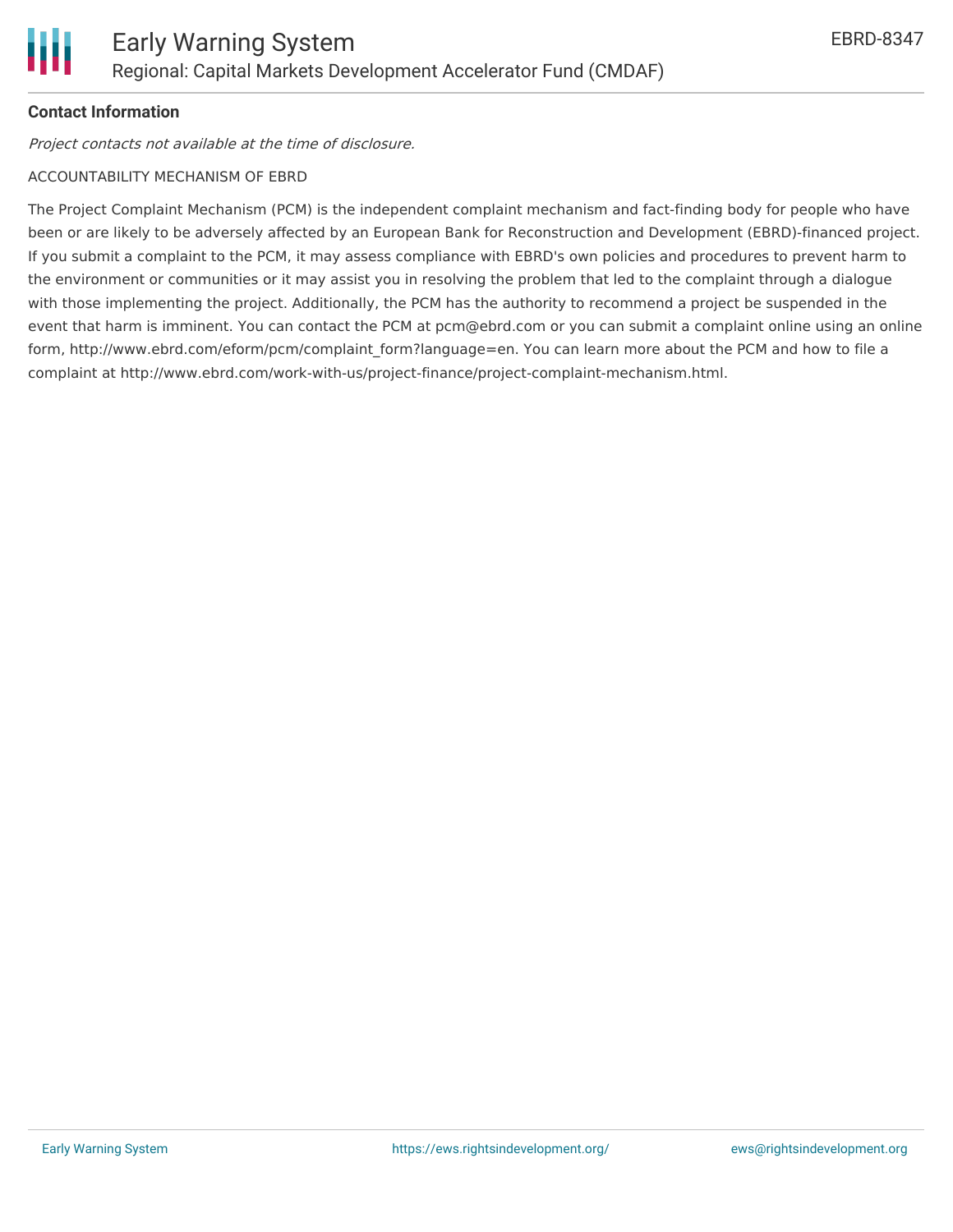**Contact Information**

*Project contacts not available at the time of disclosure.*

ACCOUNTABILITY MECHANISM OF EBRD

The Project Complaint Mechanism (PCM) is the independent complaint mechanism and fact-finding body for people who have been or are likely to be adversely affected by an European Bank for Reconstruction and Development (EBRD)-financed project. If you submit a complaint to the PCM, it may assess compliance with EBRD's own policies and procedures to prevent harm to the environment or communities or it may assist you in resolving the problem that led to the complaint through a dialogue with those implementing the project. Additionally, the PCM has the authority to recommend a project be suspended in the event that harm is imminent. You can contact the PCM at pcm@ebrd.com or you can submit a complaint online using an online form, http://www.ebrd.com/eform/pcm/complaint_form?language=en. You can learn more about the PCM and how to file a complaint at http://www.ebrd.com/work-with-us/project-finance/project-complaint-mechanism.html.